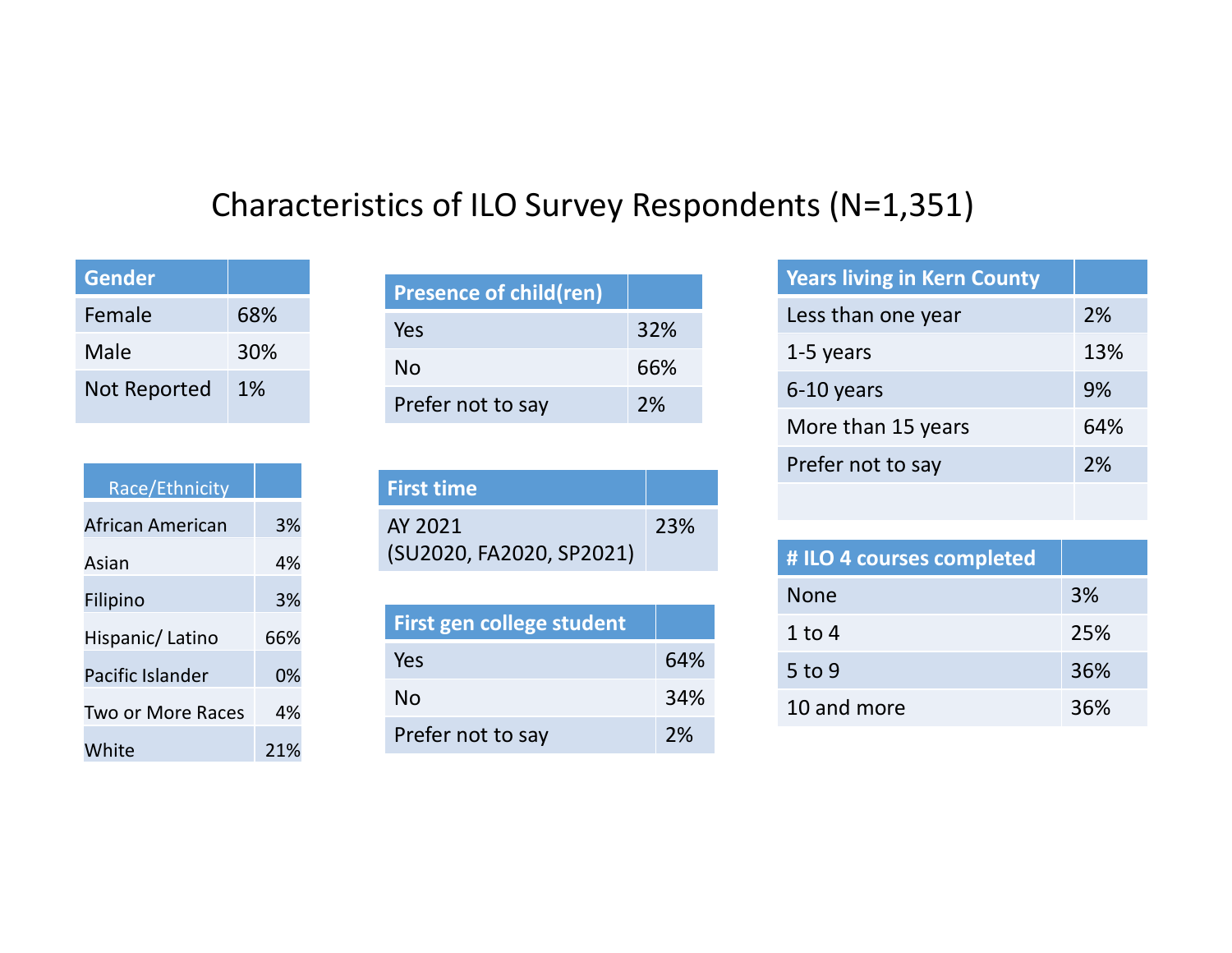# Characteristics of ILO Survey Respondents (N=1,351)

| Gender | |
|---|---|
| Female | 68% |
| Male | 30% |
| Not Reported | 1% |

| Race/Ethnicity | |
|---|---|
| African American | 3% |
| Asian | 4% |
| Filipino | 3% |
| Hispanic/ Latino | 66% |
| Pacific Islander | 0% |
| Two or More Races | 4% |
| White | 21% |

| Presence of child(ren) | |
|---|---|
| Yes | 32% |
| No | 66% |
| Prefer not to say | 2% |

| First time | |
|---|---|
| AY 2021 (SU2020, FA2020, SP2021) | 23% |

| First gen college student | |
|---|---|
| Yes | 64% |
| No | 34% |
| Prefer not to say | 2% |

| Years living in Kern County | |
|---|---|
| Less than one year | 2% |
| 1-5 years | 13% |
| 6-10 years | 9% |
| More than 15 years | 64% |
| Prefer not to say | 2% |
| | |

| # ILO 4 courses completed | |
|---|---|
| None | 3% |
| 1 to 4 | 25% |
| 5 to 9 | 36% |
| 10 and more | 36% |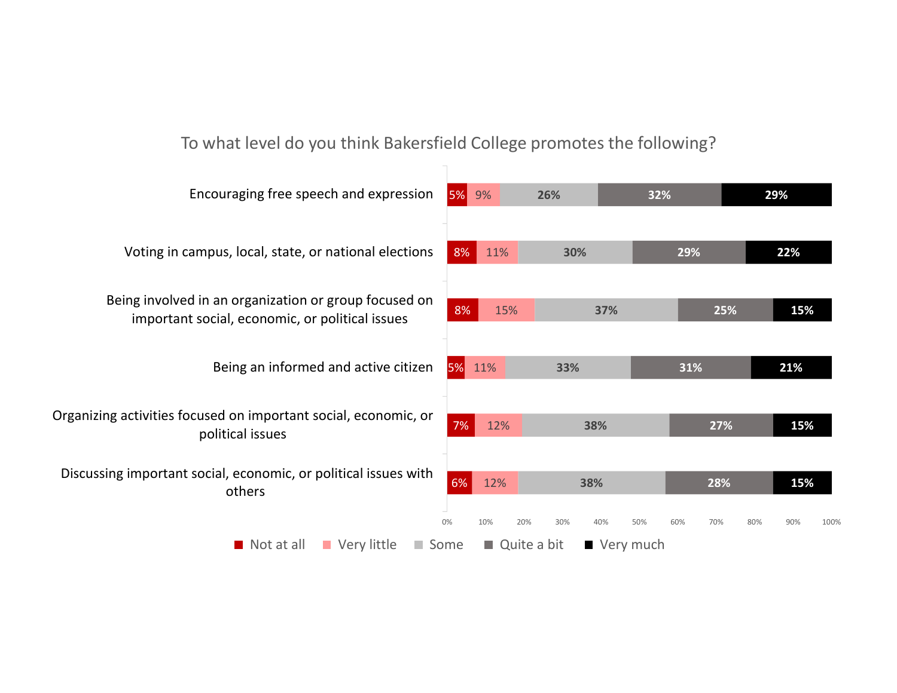To what level do you think Bakersfield College promotes the following?

| | Not at all | Very little | Some | Quite a bit | Very much |
|---|---|---|---|---|---|
| Encouraging free speech and expression | 5% | 9% | 26% | 32% | 29% |
| Voting in campus, local, state, or national elections | 8% | 11% | 30% | 29% | 22% |
| Being involved in an organization or group focused on important social, economic, or political issues | 8% | 15% | 37% | 25% | 15% |
| Being an informed and active citizen | 5% | 11% | 33% | 31% | 21% |
| Organizing activities focused on important social, economic, or political issues | 7% | 12% | 38% | 27% | 15% |
| Discussing important social, economic, or political issues with others | 6% | 12% | 38% | 28% | 15% |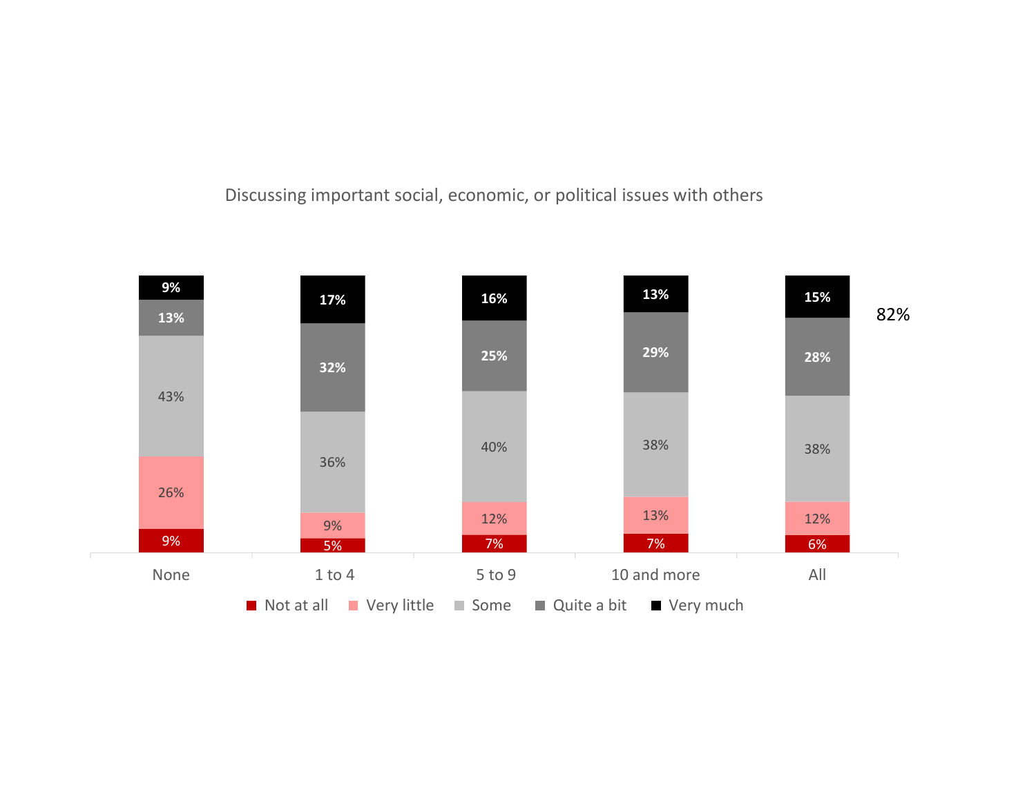Discussing important social, economic, or political issues with others

| | None | 1 to 4 | 5 to 9 | 10 and more | All |
|---|---|---|---|---|---|
| Not at all | 9% | 5% | 7% | 7% | 6% |
| Very little | 26% | 9% | 12% | 13% | 12% |
| Some | 43% | 36% | 40% | 38% | 38% |
| Quite a bit | 13% | 32% | 25% | 29% | 28% |
| Very much | 9% | 17% | 16% | 13% | 15% |

82%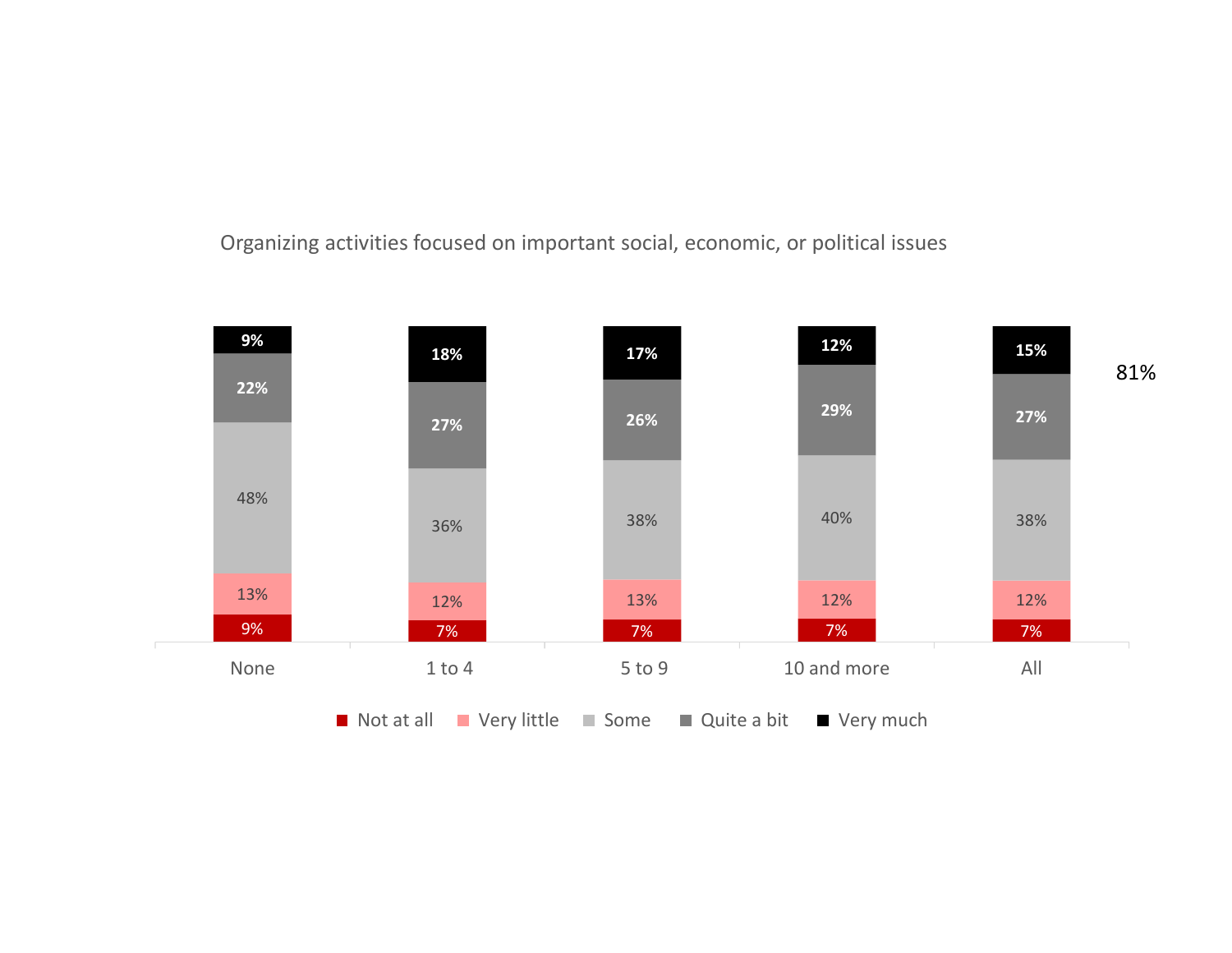Organizing activities focused on important social, economic, or political issues

| | None | 1 to 4 | 5 to 9 | 10 and more | All |
|---|---|---|---|---|---|
| Very much | 9% | 18% | 17% | 12% | 15% |
| Quite a bit | 22% | 27% | 26% | 29% | 27% |
| Some | 48% | 36% | 38% | 40% | 38% |
| Very little | 13% | 12% | 13% | 12% | 12% |
| Not at all | 9% | 7% | 7% | 7% | 7% |

81%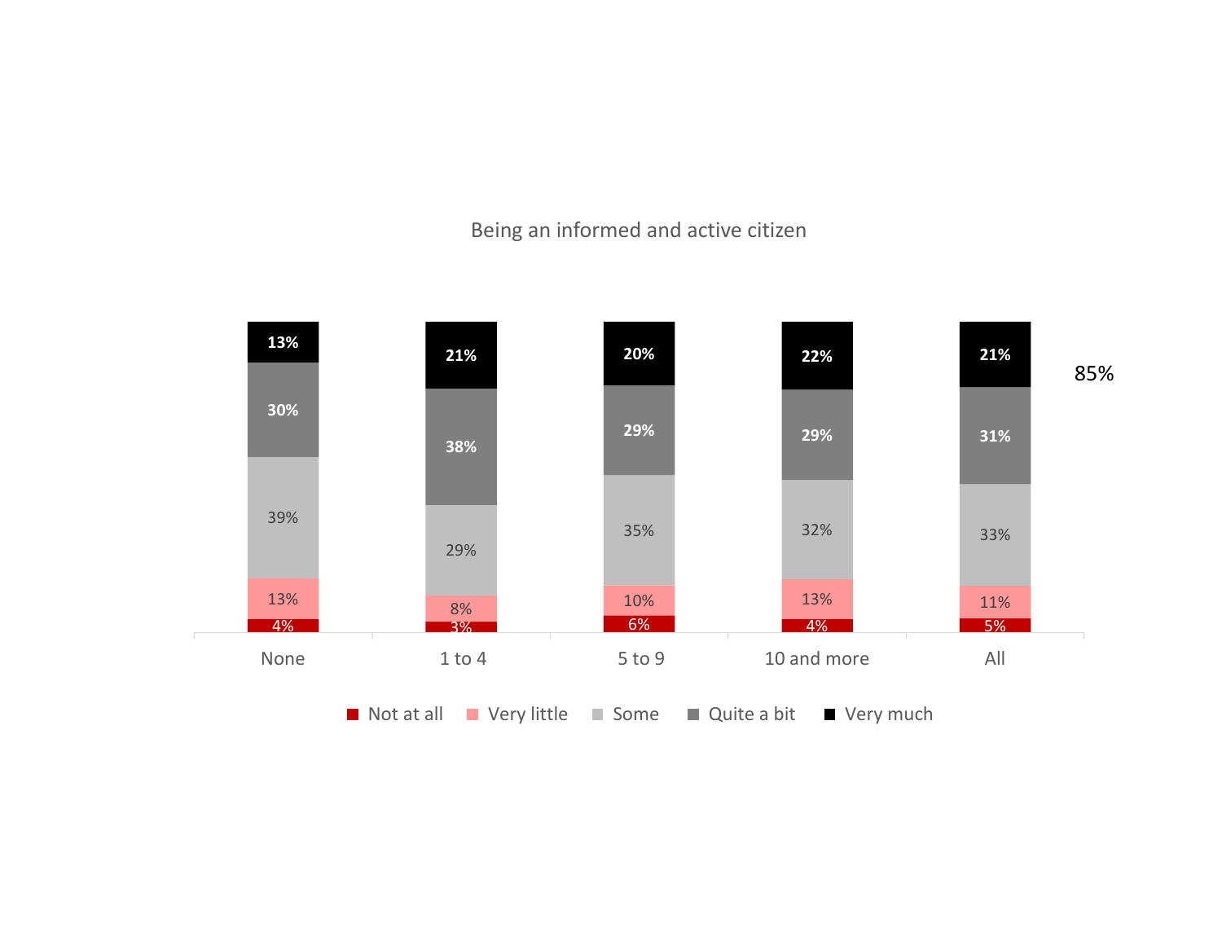Being an informed and active citizen

| | Not at all | Very little | Some | Quite a bit | Very much |
|---|---|---|---|---|---|
| None | 4% | 13% | 39% | 30% | 13% |
| 1 to 4 | 3% | 8% | 29% | 38% | 21% |
| 5 to 9 | 6% | 10% | 35% | 29% | 20% |
| 10 and more | 4% | 13% | 32% | 29% | 22% |
| All | 5% | 11% | 33% | 31% | 21% |

85%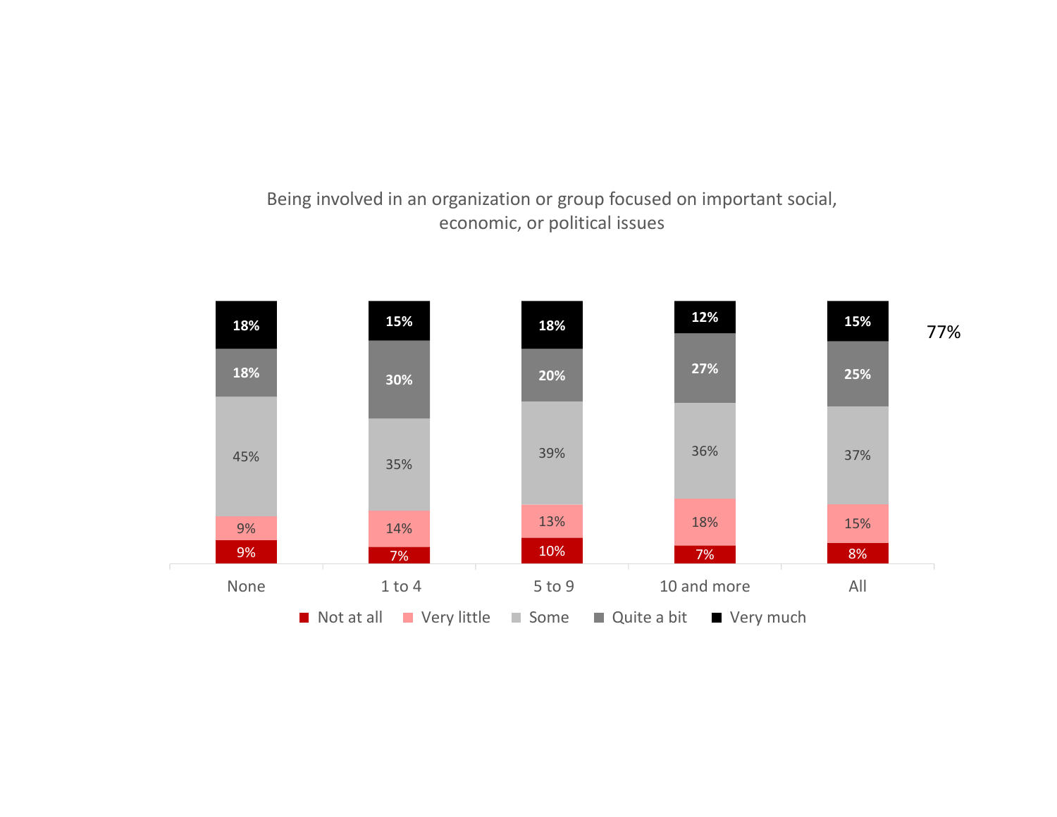Being involved in an organization or group focused on important social, economic, or political issues

| | None | 1 to 4 | 5 to 9 | 10 and more | All |
|---|---|---|---|---|---|
| Very much | 18% | 15% | 18% | 12% | 15% |
| Quite a bit | 18% | 30% | 20% | 27% | 25% |
| Some | 45% | 35% | 39% | 36% | 37% |
| Very little | 9% | 14% | 13% | 18% | 15% |
| Not at all | 9% | 7% | 10% | 7% | 8% |

77%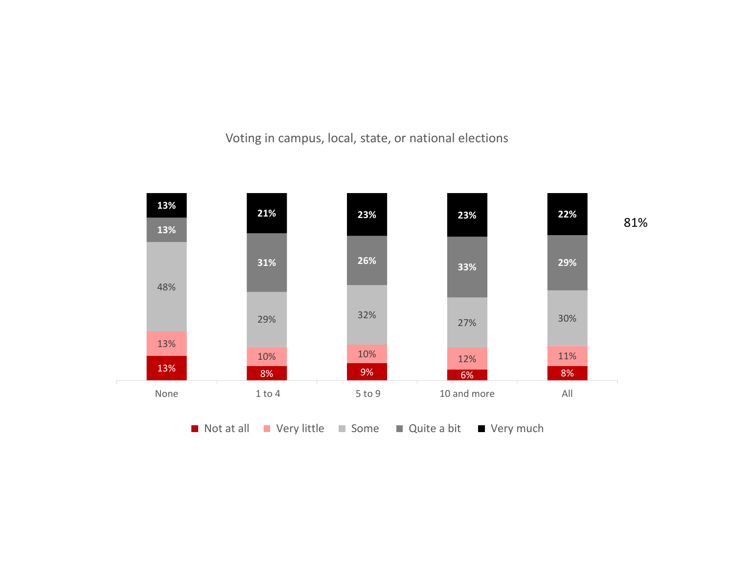## Voting in campus, local, state, or national elections

| | None | 1 to 4 | 5 to 9 | 10 and more | All |
|---|---|---|---|---|---|
| Very much | 13% | 21% | 23% | 23% | 22% |
| Quite a bit | 13% | 31% | 26% | 33% | 29% |
| Some | 48% | 29% | 32% | 27% | 30% |
| Very little | 13% | 10% | 10% | 12% | 11% |
| Not at all | 13% | 8% | 9% | 6% | 8% |

81%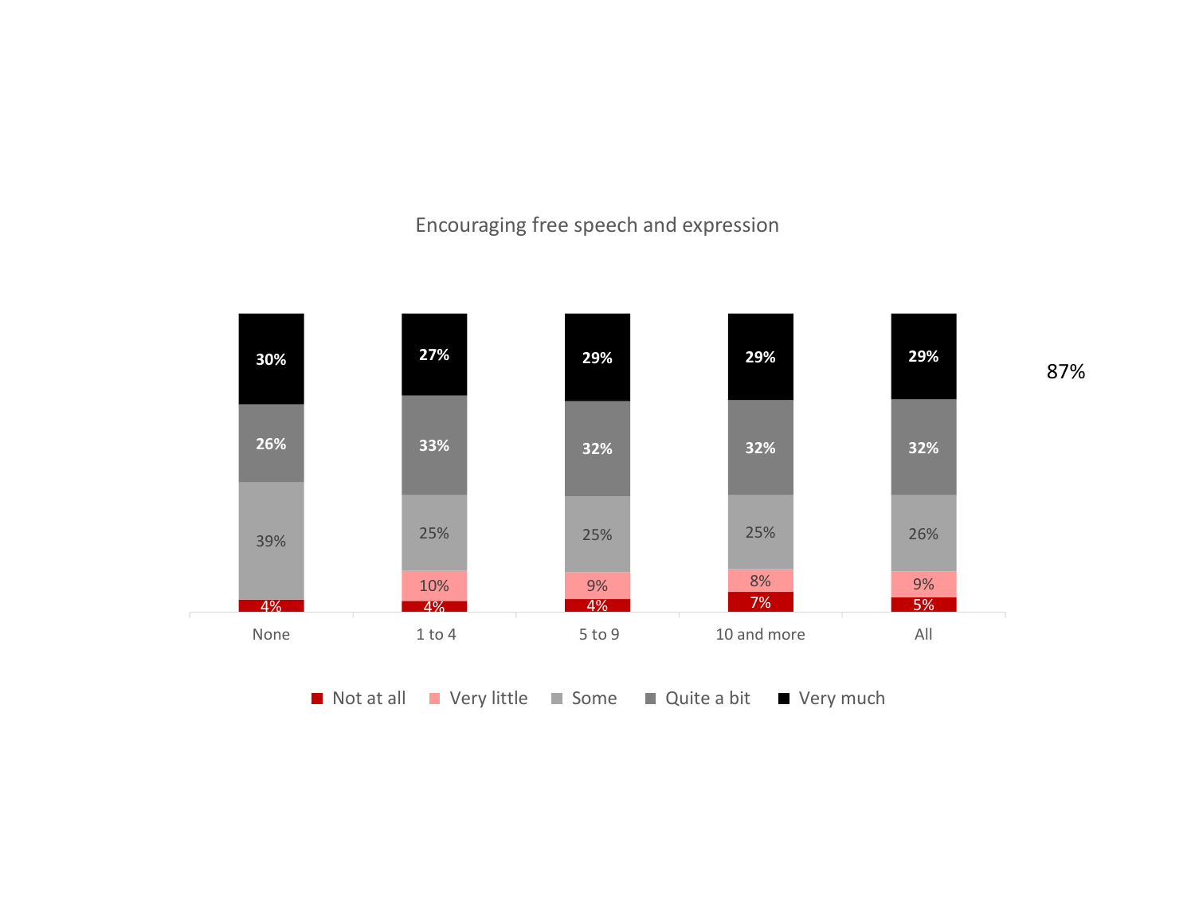## Encouraging free speech and expression

| | None | 1 to 4 | 5 to 9 | 10 and more | All |
|---|---|---|---|---|---|
| Very much | 30% | 27% | 29% | 29% | 29% |
| Quite a bit | 26% | 33% | 32% | 32% | 32% |
| Some | 39% | 25% | 25% | 25% | 26% |
| Very little | | 10% | 9% | 8% | 9% |
| Not at all | 4% | 4% | 4% | 7% | 5% |

87%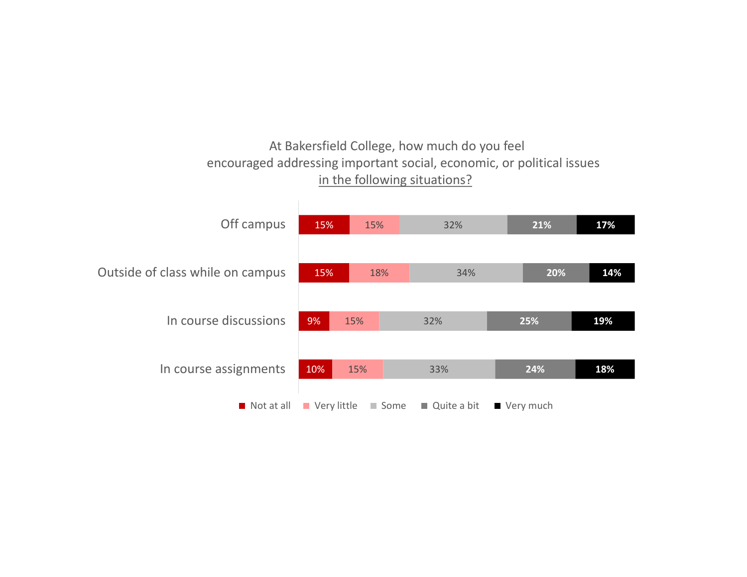At Bakersfield College, how much do you feel encouraged addressing important social, economic, or political issues in the following situations?

| | Not at all | Very little | Some | Quite a bit | Very much |
|---|---|---|---|---|---|
| Off campus | 15% | 15% | 32% | 21% | 17% |
| Outside of class while on campus | 15% | 18% | 34% | 20% | 14% |
| In course discussions | 9% | 15% | 32% | 25% | 19% |
| In course assignments | 10% | 15% | 33% | 24% | 18% |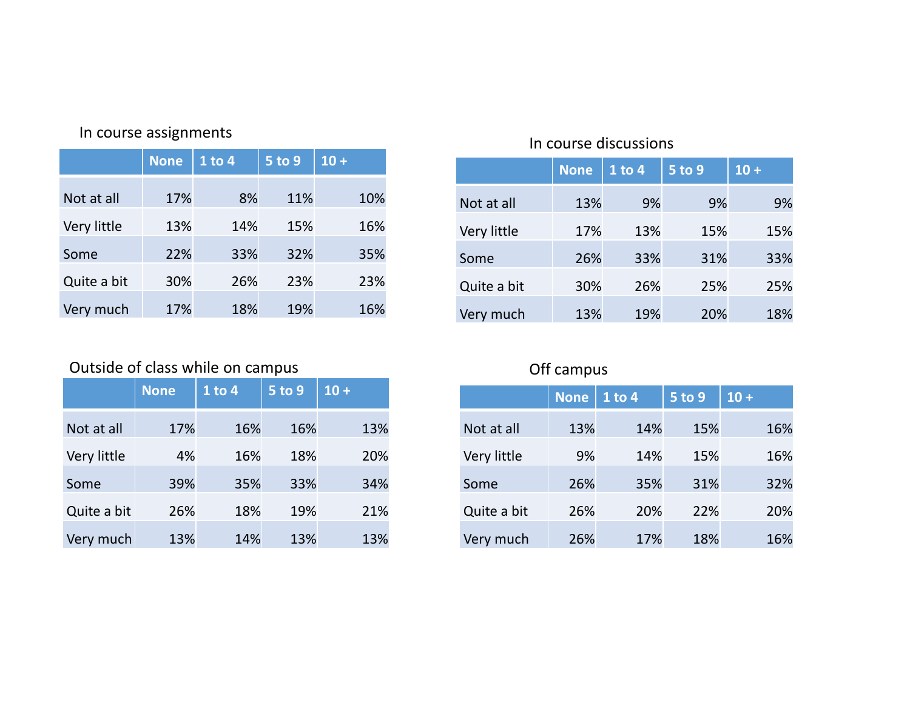### In course assignments

| | None | 1 to 4 | 5 to 9 | 10 + |
|---|---|---|---|---|
| Not at all | 17% | 8% | 11% | 10% |
| Very little | 13% | 14% | 15% | 16% |
| Some | 22% | 33% | 32% | 35% |
| Quite a bit | 30% | 26% | 23% | 23% |
| Very much | 17% | 18% | 19% | 16% |

### In course discussions

| | None | 1 to 4 | 5 to 9 | 10 + |
|---|---|---|---|---|
| Not at all | 13% | 9% | 9% | 9% |
| Very little | 17% | 13% | 15% | 15% |
| Some | 26% | 33% | 31% | 33% |
| Quite a bit | 30% | 26% | 25% | 25% |
| Very much | 13% | 19% | 20% | 18% |

### Outside of class while on campus

| | None | 1 to 4 | 5 to 9 | 10 + |
|---|---|---|---|---|
| Not at all | 17% | 16% | 16% | 13% |
| Very little | 4% | 16% | 18% | 20% |
| Some | 39% | 35% | 33% | 34% |
| Quite a bit | 26% | 18% | 19% | 21% |
| Very much | 13% | 14% | 13% | 13% |

### Off campus

| | None | 1 to 4 | 5 to 9 | 10 + |
|---|---|---|---|---|
| Not at all | 13% | 14% | 15% | 16% |
| Very little | 9% | 14% | 15% | 16% |
| Some | 26% | 35% | 31% | 32% |
| Quite a bit | 26% | 20% | 22% | 20% |
| Very much | 26% | 17% | 18% | 16% |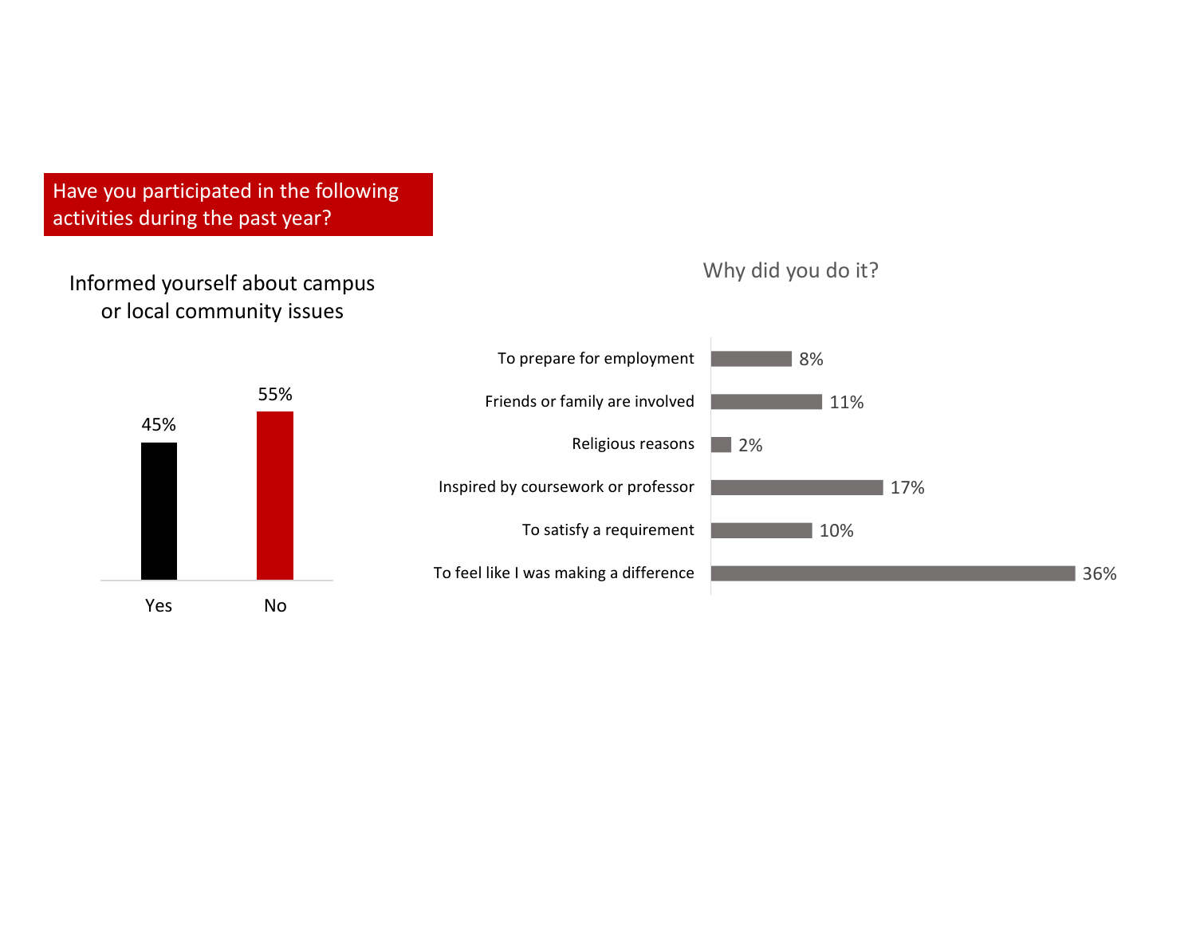## Have you participated in the following activities during the past year?

### Informed yourself about campus or local community issues

| Response | Percent |
|---|---|
| Yes | 45% |
| No | 55% |

### Why did you do it?

| Reason | Percent |
|---|---|
| To prepare for employment | 8% |
| Friends or family are involved | 11% |
| Religious reasons | 2% |
| Inspired by coursework or professor | 17% |
| To satisfy a requirement | 10% |
| To feel like I was making a difference | 36% |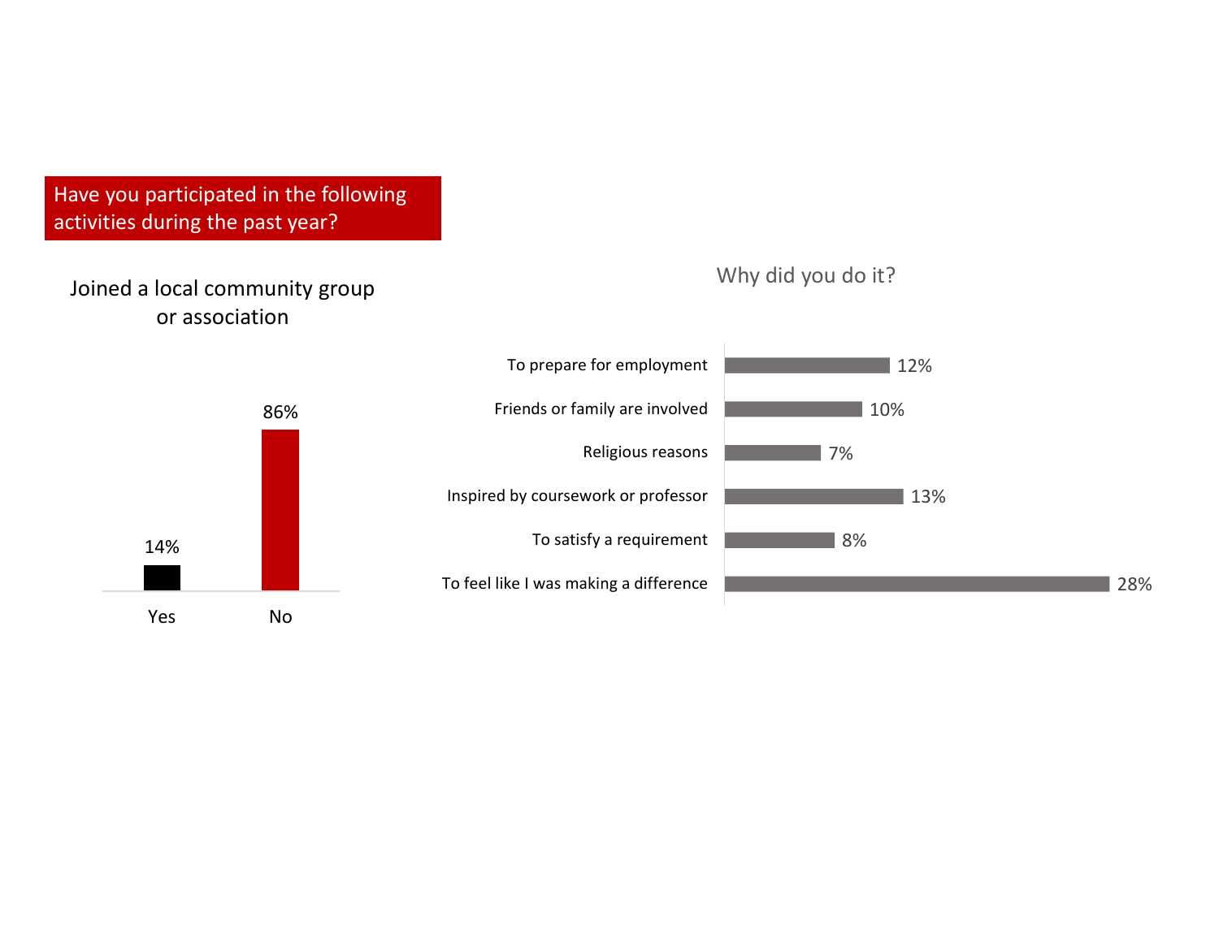## Have you participated in the following activities during the past year?

### Joined a local community group or association

| Response | Percentage |
| --- | --- |
| Yes | 14% |
| No | 86% |

### Why did you do it?

| Reason | Percentage |
| --- | --- |
| To prepare for employment | 12% |
| Friends or family are involved | 10% |
| Religious reasons | 7% |
| Inspired by coursework or professor | 13% |
| To satisfy a requirement | 8% |
| To feel like I was making a difference | 28% |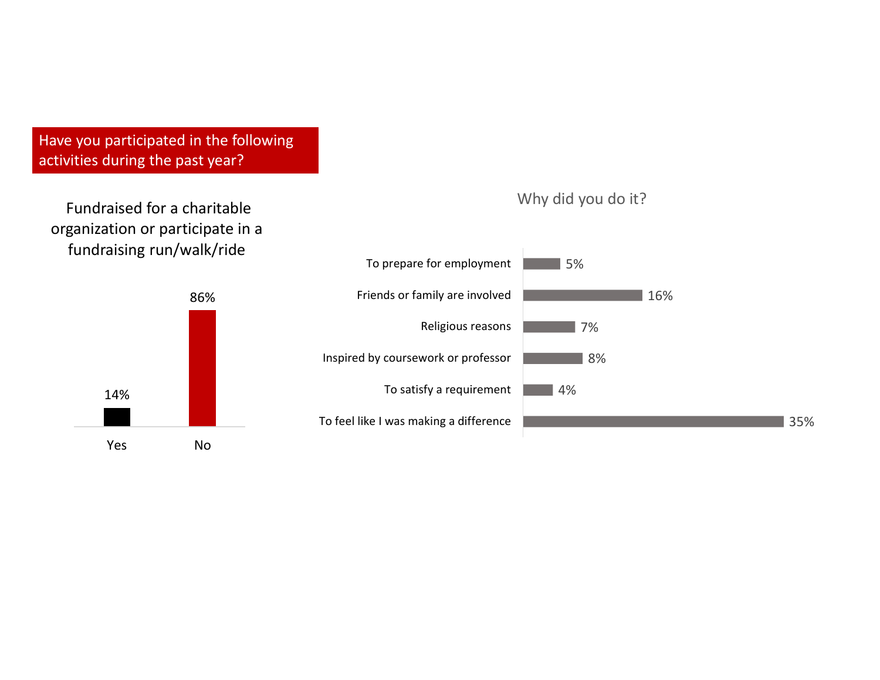## Have you participated in the following activities during the past year?

### Fundraised for a charitable organization or participate in a fundraising run/walk/ride

| Response | Percent |
|---|---|
| Yes | 14% |
| No | 86% |

### Why did you do it?

| Reason | Percent |
|---|---|
| To prepare for employment | 5% |
| Friends or family are involved | 16% |
| Religious reasons | 7% |
| Inspired by coursework or professor | 8% |
| To satisfy a requirement | 4% |
| To feel like I was making a difference | 35% |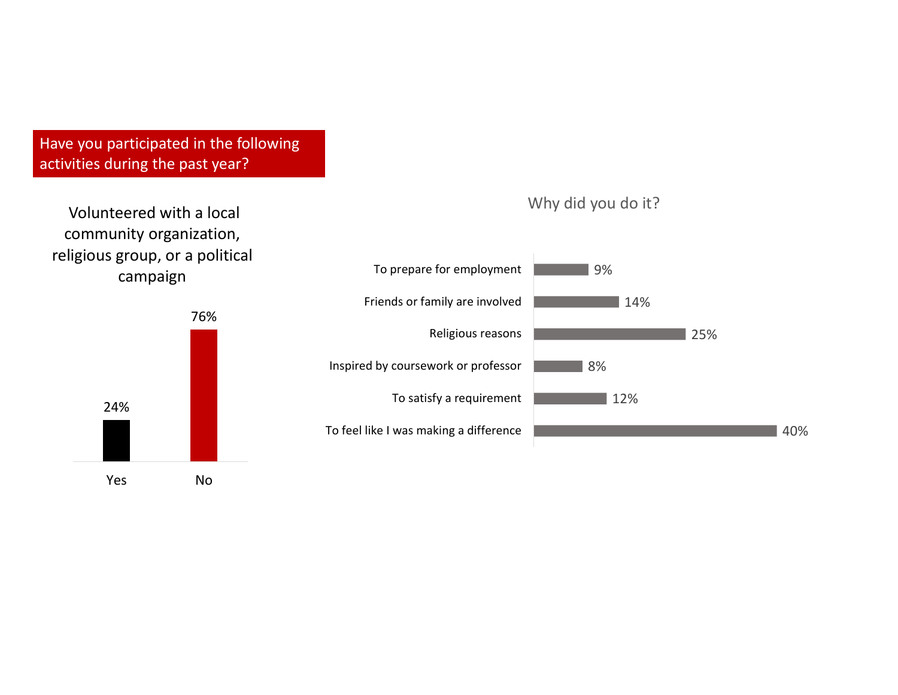## Have you participated in the following activities during the past year?

### Volunteered with a local community organization, religious group, or a political campaign

| Response | Percentage |
|---|---|
| Yes | 24% |
| No | 76% |

### Why did you do it?

| Reason | Percentage |
|---|---|
| To prepare for employment | 9% |
| Friends or family are involved | 14% |
| Religious reasons | 25% |
| Inspired by coursework or professor | 8% |
| To satisfy a requirement | 12% |
| To feel like I was making a difference | 40% |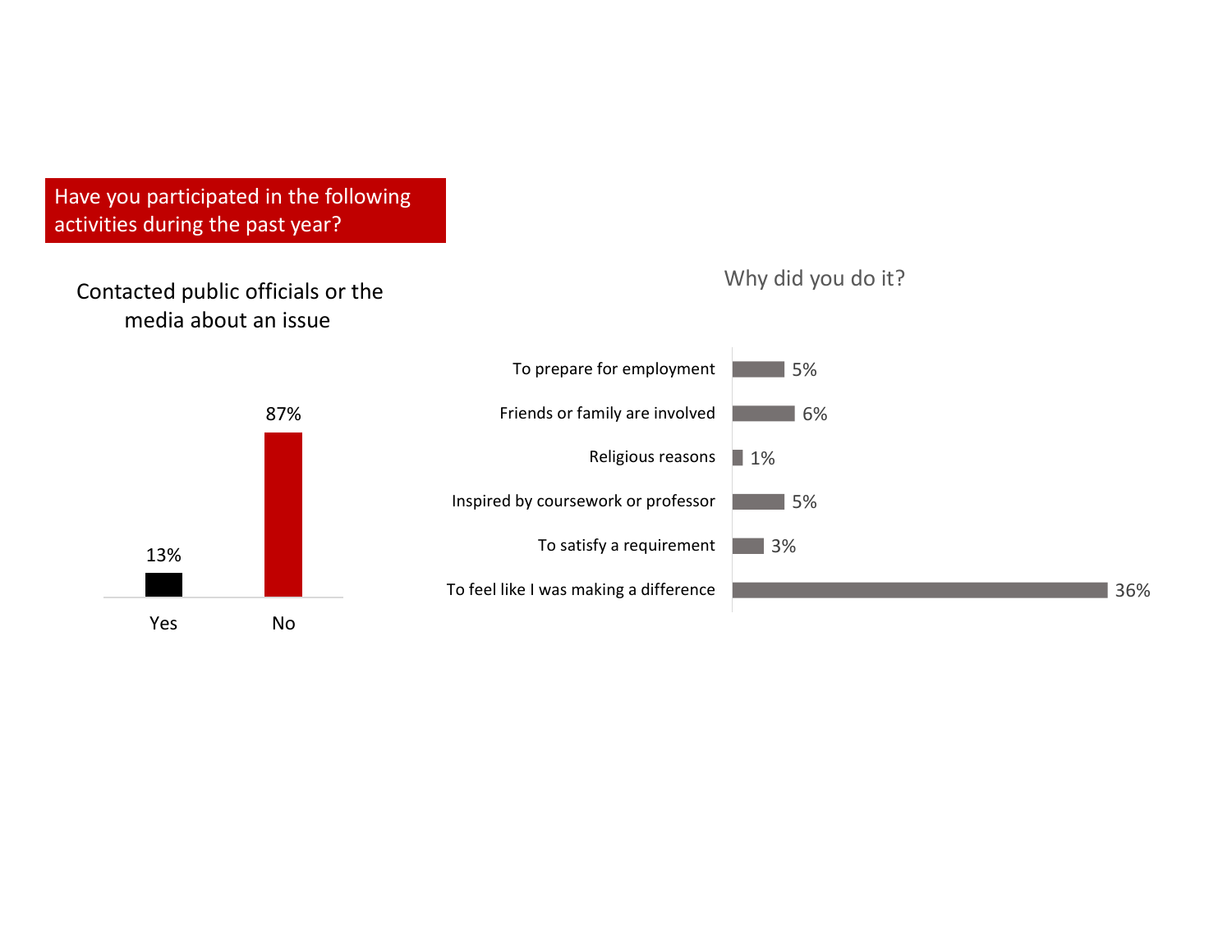## Have you participated in the following activities during the past year?

### Contacted public officials or the media about an issue

| Response | Percent |
|---|---|
| Yes | 13% |
| No | 87% |

### Why did you do it?

| Reason | Percent |
|---|---|
| To prepare for employment | 5% |
| Friends or family are involved | 6% |
| Religious reasons | 1% |
| Inspired by coursework or professor | 5% |
| To satisfy a requirement | 3% |
| To feel like I was making a difference | 36% |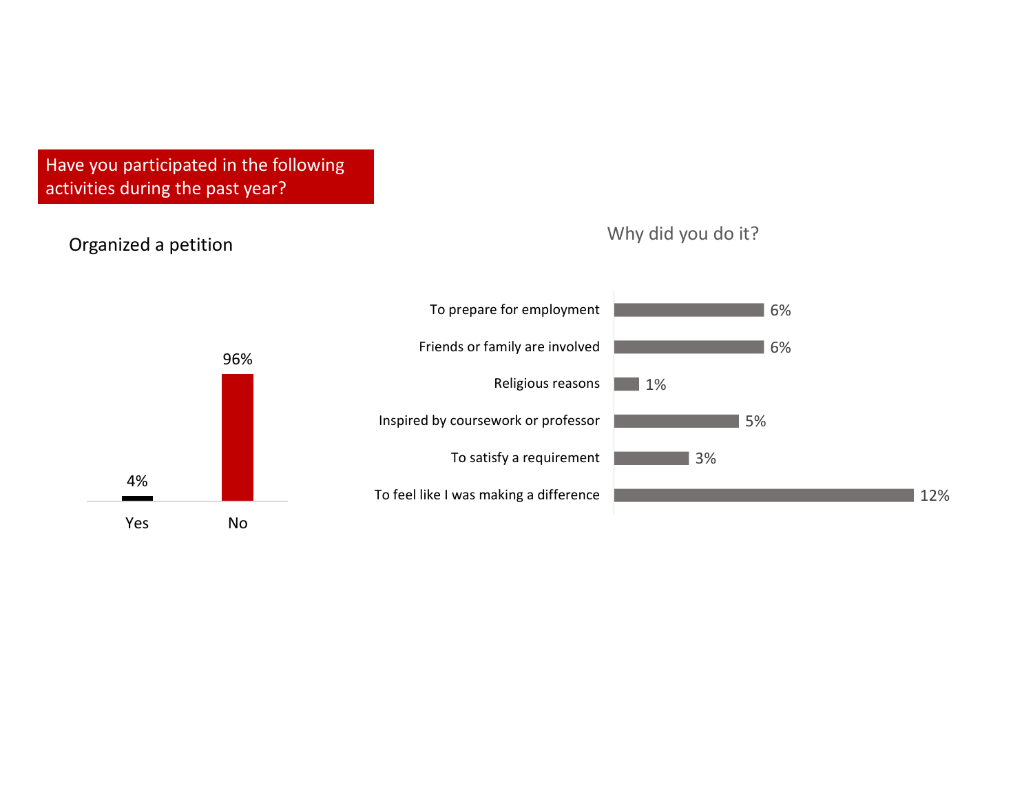## Have you participated in the following activities during the past year?

### Organized a petition

| Response | Percent |
|---|---|
| Yes | 4% |
| No | 96% |

### Why did you do it?

| Reason | Percent |
|---|---|
| To prepare for employment | 6% |
| Friends or family are involved | 6% |
| Religious reasons | 1% |
| Inspired by coursework or professor | 5% |
| To satisfy a requirement | 3% |
| To feel like I was making a difference | 12% |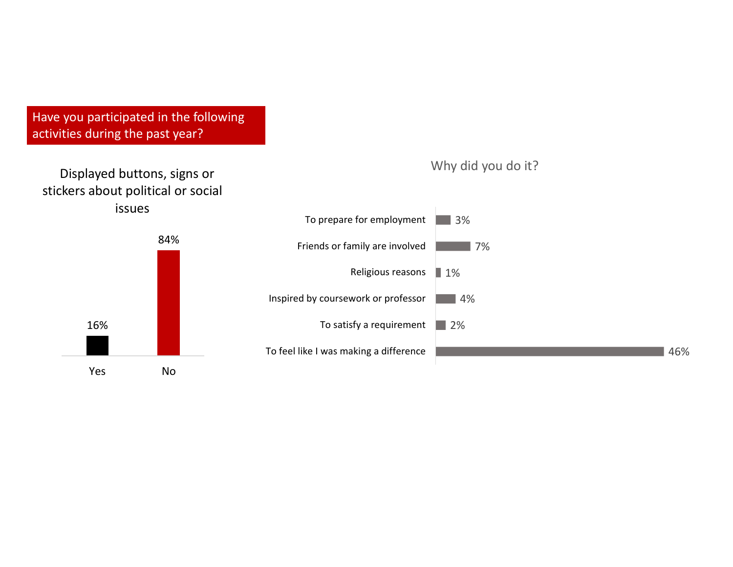## Have you participated in the following activities during the past year?

### Displayed buttons, signs or stickers about political or social issues

| Response | Percentage |
|---|---|
| Yes | 16% |
| No | 84% |

### Why did you do it?

| Reason | Percentage |
|---|---|
| To prepare for employment | 3% |
| Friends or family are involved | 7% |
| Religious reasons | 1% |
| Inspired by coursework or professor | 4% |
| To satisfy a requirement | 2% |
| To feel like I was making a difference | 46% |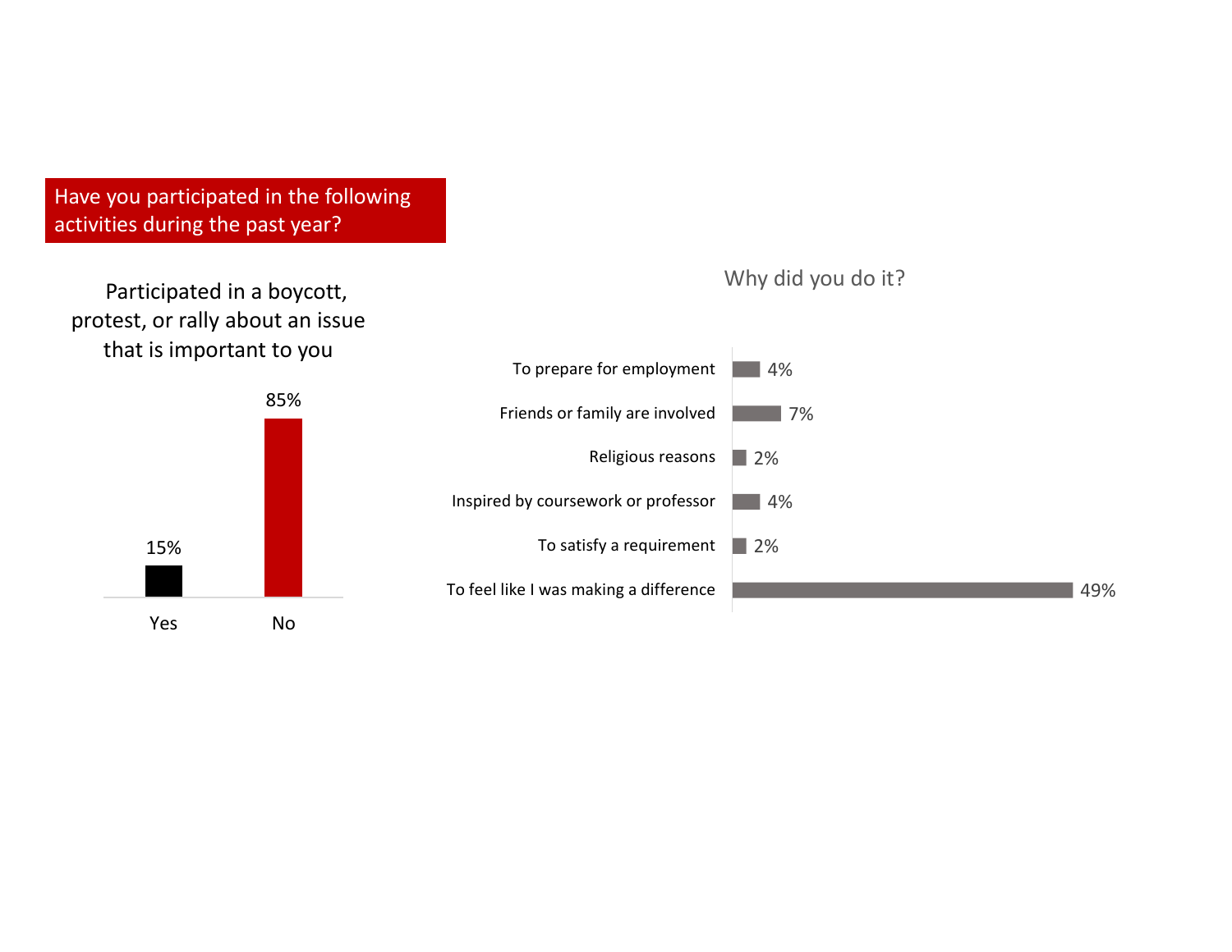## Have you participated in the following activities during the past year?

### Participated in a boycott, protest, or rally about an issue that is important to you

| Response | Percent |
| --- | --- |
| Yes | 15% |
| No | 85% |

### Why did you do it?

| Reason | Percent |
| --- | --- |
| To prepare for employment | 4% |
| Friends or family are involved | 7% |
| Religious reasons | 2% |
| Inspired by coursework or professor | 4% |
| To satisfy a requirement | 2% |
| To feel like I was making a difference | 49% |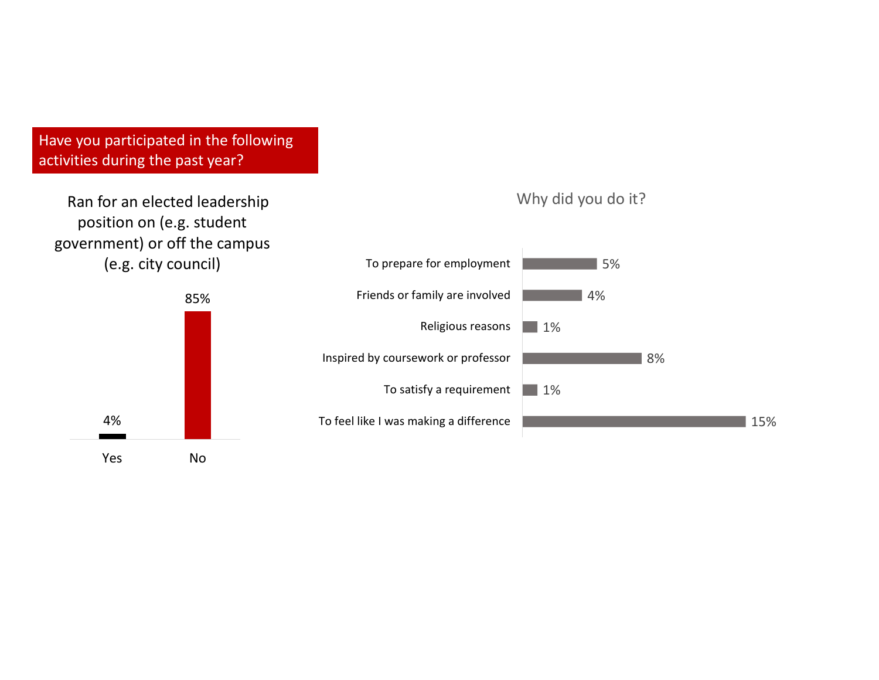## Have you participated in the following activities during the past year?

### Ran for an elected leadership position on (e.g. student government) or off the campus (e.g. city council)

| Response | Percent |
| --- | --- |
| Yes | 4% |
| No | 85% |

### Why did you do it?

| Reason | Percent |
| --- | --- |
| To prepare for employment | 5% |
| Friends or family are involved | 4% |
| Religious reasons | 1% |
| Inspired by coursework or professor | 8% |
| To satisfy a requirement | 1% |
| To feel like I was making a difference | 15% |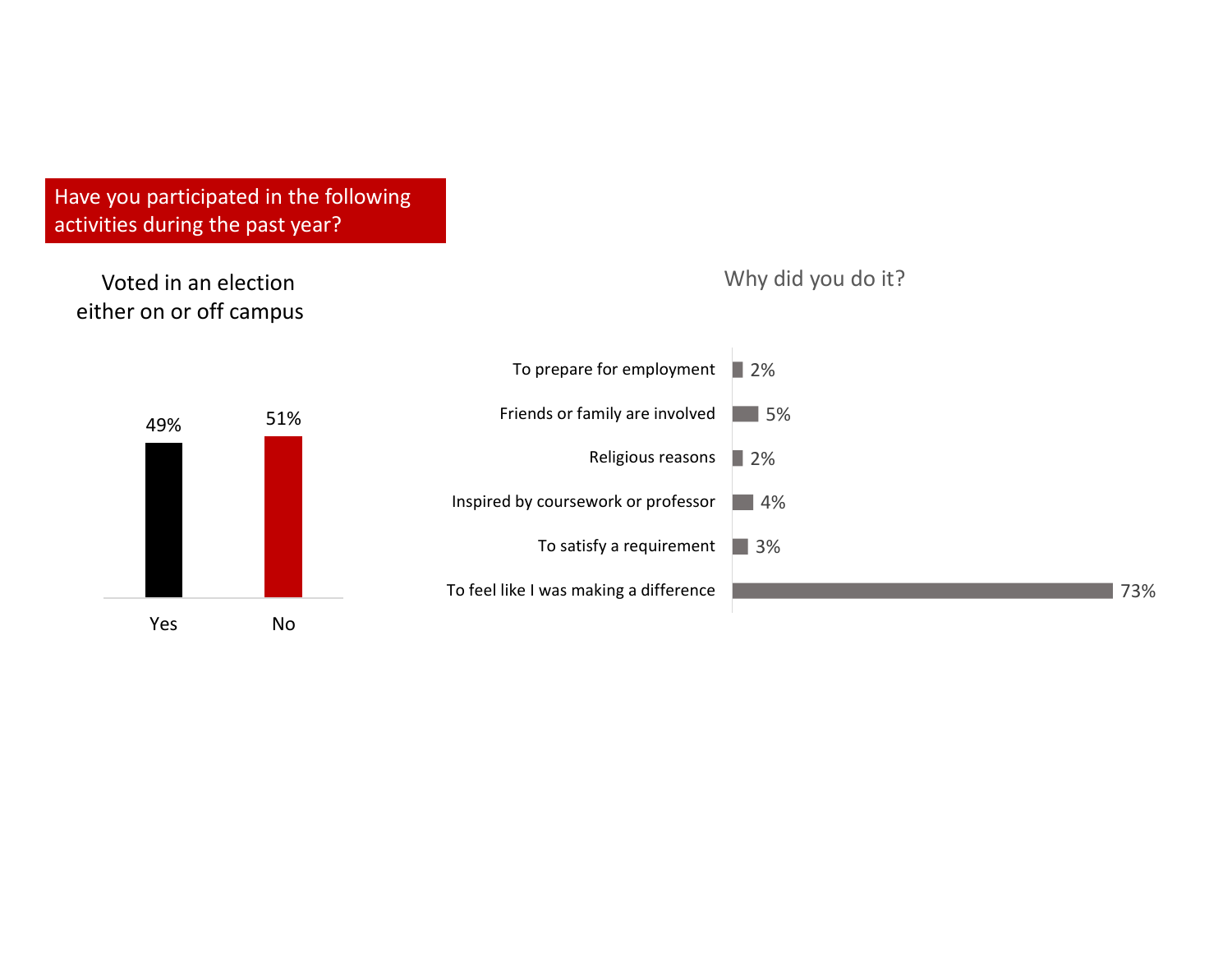## Have you participated in the following activities during the past year?

### Voted in an election either on or off campus

| Response | Percentage |
|---|---|
| Yes | 49% |
| No | 51% |

### Why did you do it?

| Reason | Percentage |
|---|---|
| To prepare for employment | 2% |
| Friends or family are involved | 5% |
| Religious reasons | 2% |
| Inspired by coursework or professor | 4% |
| To satisfy a requirement | 3% |
| To feel like I was making a difference | 73% |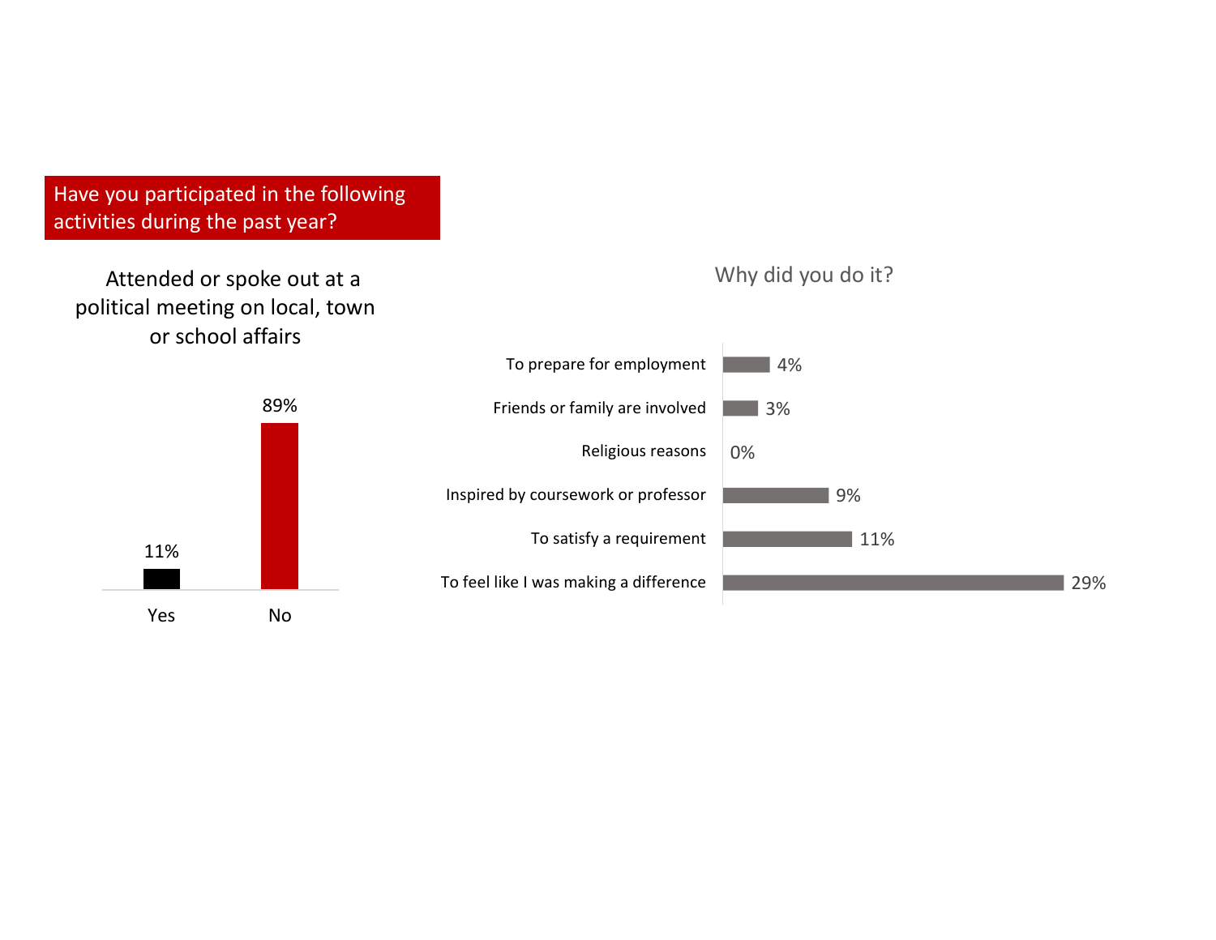## Have you participated in the following activities during the past year?

### Attended or spoke out at a political meeting on local, town or school affairs

| Response | Percent |
| --- | --- |
| Yes | 11% |
| No | 89% |

### Why did you do it?

| Reason | Percent |
| --- | --- |
| To prepare for employment | 4% |
| Friends or family are involved | 3% |
| Religious reasons | 0% |
| Inspired by coursework or professor | 9% |
| To satisfy a requirement | 11% |
| To feel like I was making a difference | 29% |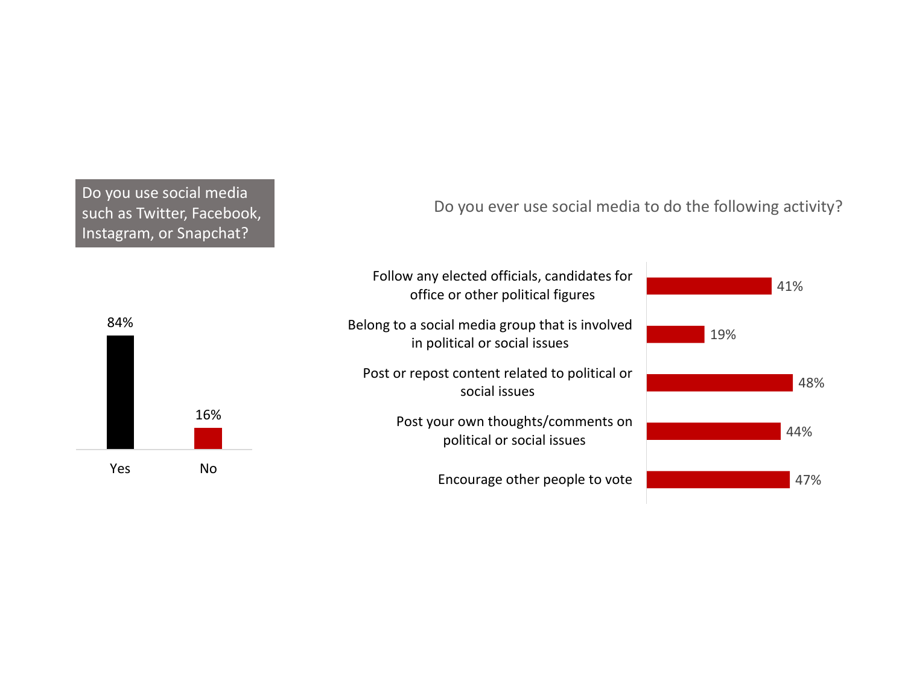**Do you use social media such as Twitter, Facebook, Instagram, or Snapchat?**

| Response | Percent |
| --- | --- |
| Yes | 84% |
| No | 16% |

**Do you ever use social media to do the following activity?**

| Activity | Percent |
| --- | --- |
| Follow any elected officials, candidates for office or other political figures | 41% |
| Belong to a social media group that is involved in political or social issues | 19% |
| Post or repost content related to political or social issues | 48% |
| Post your own thoughts/comments on political or social issues | 44% |
| Encourage other people to vote | 47% |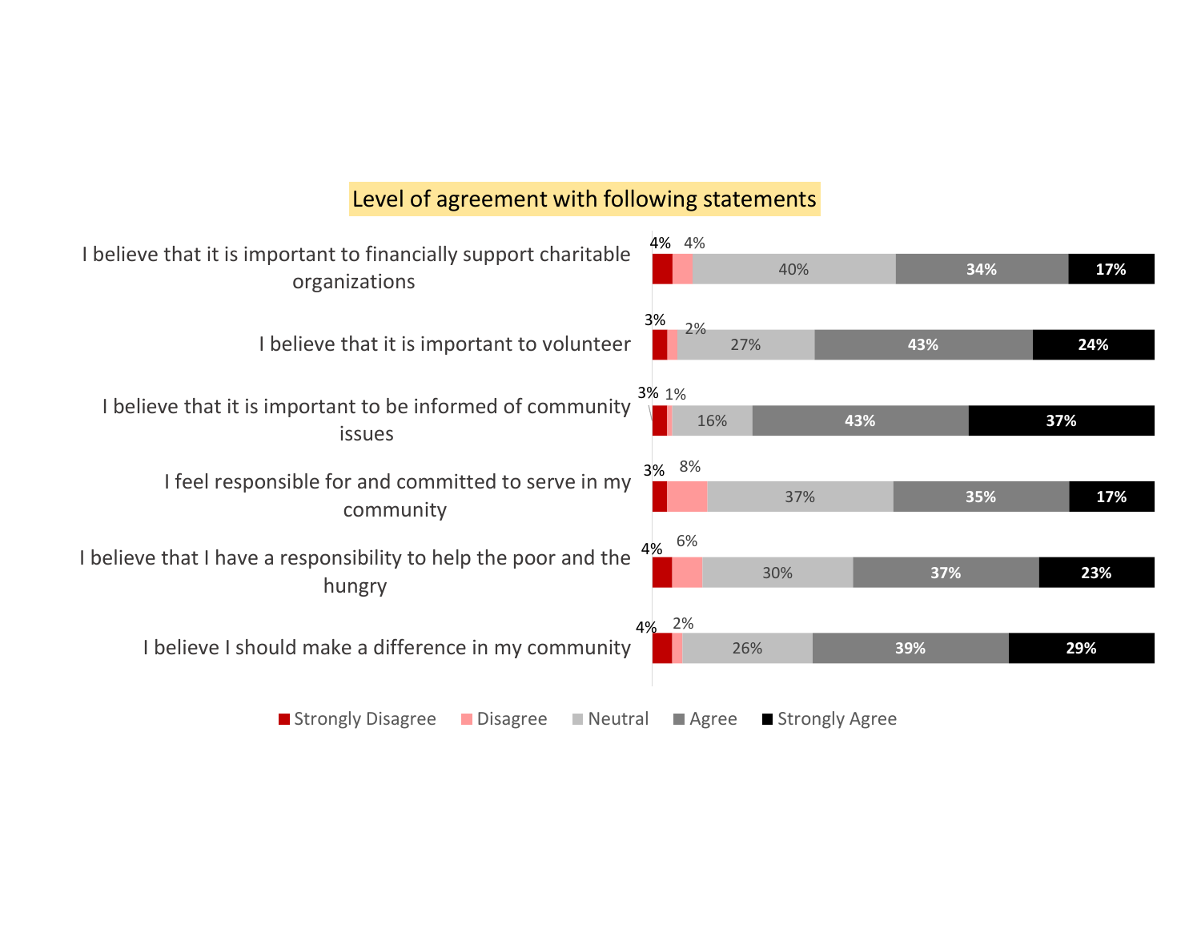Level of agreement with following statements

I believe that it is important to financially support charitable organizations
4% 4% 40% 34% 17%

I believe that it is important to volunteer
3% 2% 27% 43% 24%

I believe that it is important to be informed of community issues
3% 1% 16% 43% 37%

I feel responsible for and committed to serve in my community
3% 8% 37% 35% 17%

I believe that I have a responsibility to help the poor and the hungry
4% 6% 30% 37% 23%

I believe I should make a difference in my community
4% 2% 26% 39% 29%

Strongly Disagree Disagree Neutral Agree Strongly Agree